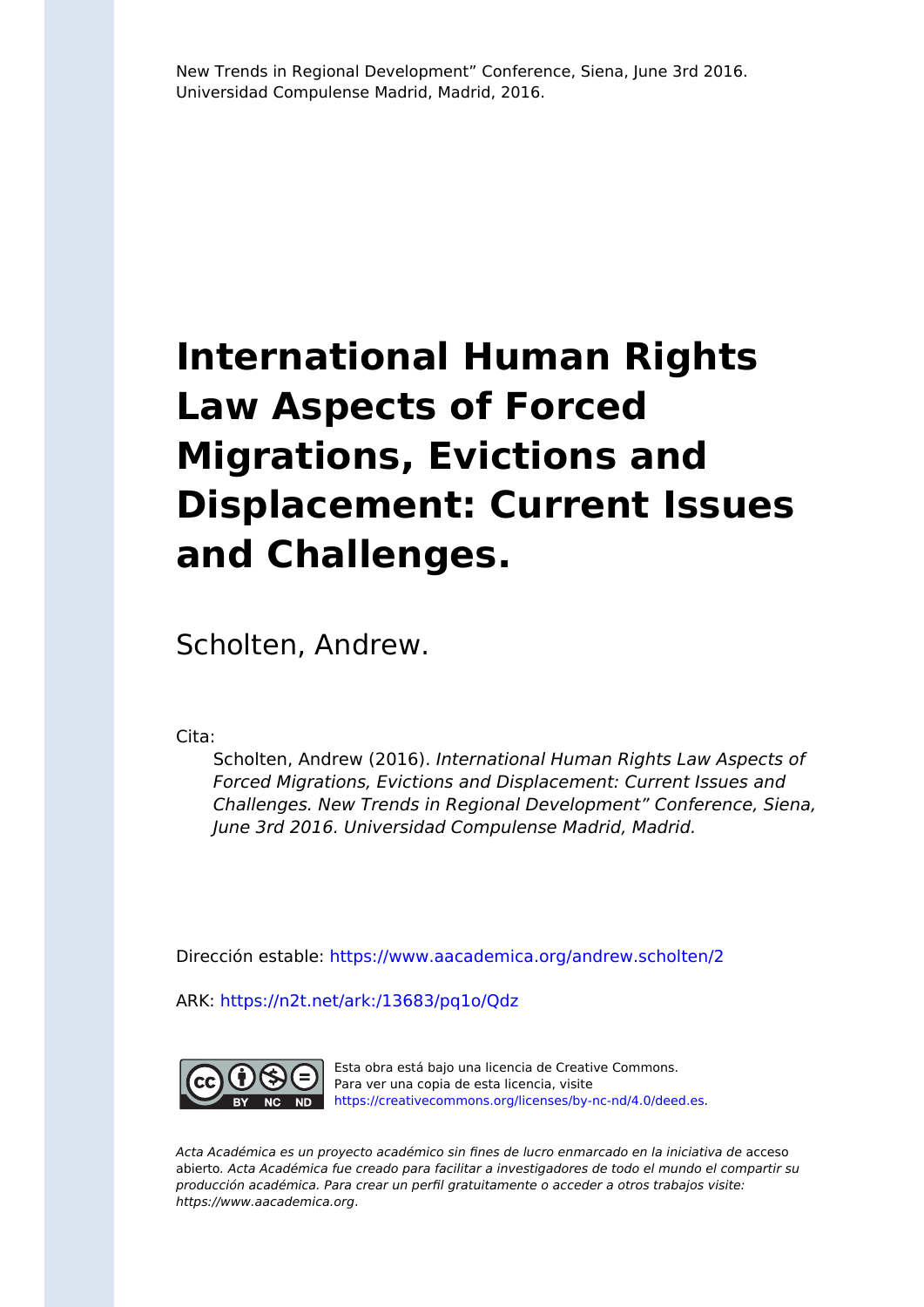New Trends in Regional Development" Conference, Siena, June 3rd 2016. Universidad Compulense Madrid, Madrid, 2016.

# International Human Rights Law Aspects of Forced Migrations, Evictions and Displacement: Current Issues and Challenges.

Scholten, Andrew.

Cita:

Scholten, Andrew (2016). *International Human Rights Law Aspects of Forced Migrations, Evictions and Displacement: Current Issues and Challenges. New Trends in Regional Development" Conference, Siena, June 3rd 2016. Universidad Compulense Madrid, Madrid.*

Dirección estable: https://www.aacademica.org/andrew.scholten/2

ARK: https://n2t.net/ark:/13683/pq1o/Qdz

Esta obra está bajo una licencia de Creative Commons. Para ver una copia de esta licencia, visite https://creativecommons.org/licenses/by-nc-nd/4.0/deed.es.

*Acta Académica es un proyecto académico sin fines de lucro enmarcado en la iniciativa de* acceso abierto. *Acta Académica fue creado para facilitar a investigadores de todo el mundo el compartir su producción académica. Para crear un perfil gratuitamente o acceder a otros trabajos visite: https://www.aacademica.org.*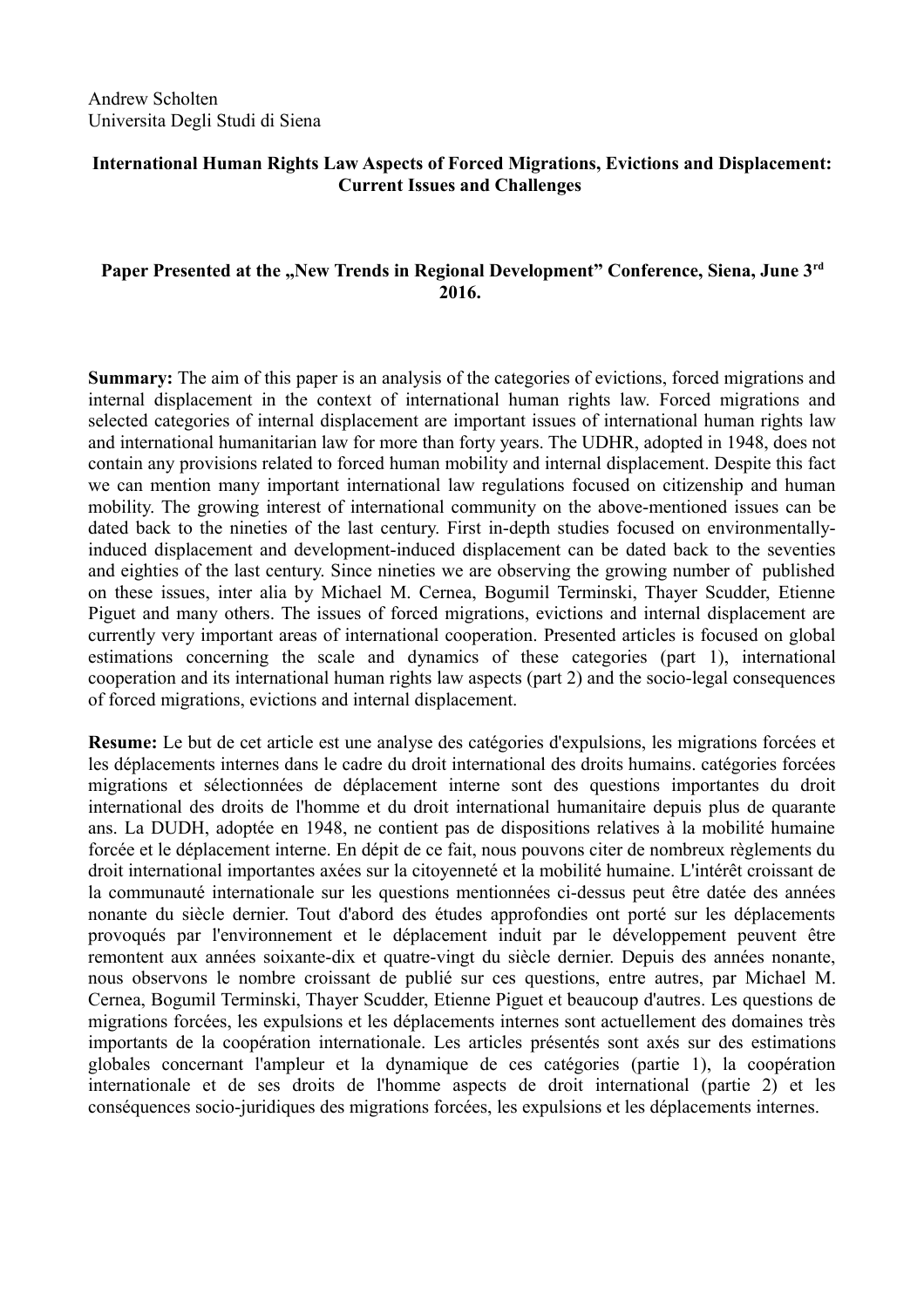Andrew Scholten
Universita Degli Studi di Siena

**International Human Rights Law Aspects of Forced Migrations, Evictions and Displacement: Current Issues and Challenges**

**Paper Presented at the „New Trends in Regional Development" Conference, Siena, June 3rd 2016.**

**Summary:** The aim of this paper is an analysis of the categories of evictions, forced migrations and internal displacement in the context of international human rights law. Forced migrations and selected categories of internal displacement are important issues of international human rights law and international humanitarian law for more than forty years. The UDHR, adopted in 1948, does not contain any provisions related to forced human mobility and internal displacement. Despite this fact we can mention many important international law regulations focused on citizenship and human mobility. The growing interest of international community on the above-mentioned issues can be dated back to the nineties of the last century. First in-depth studies focused on environmentally-induced displacement and development-induced displacement can be dated back to the seventies and eighties of the last century. Since nineties we are observing the growing number of published on these issues, inter alia by Michael M. Cernea, Bogumil Terminski, Thayer Scudder, Etienne Piguet and many others. The issues of forced migrations, evictions and internal displacement are currently very important areas of international cooperation. Presented articles is focused on global estimations concerning the scale and dynamics of these categories (part 1), international cooperation and its international human rights law aspects (part 2) and the socio-legal consequences of forced migrations, evictions and internal displacement.

**Resume:** Le but de cet article est une analyse des catégories d'expulsions, les migrations forcées et les déplacements internes dans le cadre du droit international des droits humains. catégories forcées migrations et sélectionnées de déplacement interne sont des questions importantes du droit international des droits de l'homme et du droit international humanitaire depuis plus de quarante ans. La DUDH, adoptée en 1948, ne contient pas de dispositions relatives à la mobilité humaine forcée et le déplacement interne. En dépit de ce fait, nous pouvons citer de nombreux règlements du droit international importantes axées sur la citoyenneté et la mobilité humaine. L'intérêt croissant de la communauté internationale sur les questions mentionnées ci-dessus peut être datée des années nonante du siècle dernier. Tout d'abord des études approfondies ont porté sur les déplacements provoqués par l'environnement et le déplacement induit par le développement peuvent être remontent aux années soixante-dix et quatre-vingt du siècle dernier. Depuis des années nonante, nous observons le nombre croissant de publié sur ces questions, entre autres, par Michael M. Cernea, Bogumil Terminski, Thayer Scudder, Etienne Piguet et beaucoup d'autres. Les questions de migrations forcées, les expulsions et les déplacements internes sont actuellement des domaines très importants de la coopération internationale. Les articles présentés sont axés sur des estimations globales concernant l'ampleur et la dynamique de ces catégories (partie 1), la coopération internationale et de ses droits de l'homme aspects de droit international (partie 2) et les conséquences socio-juridiques des migrations forcées, les expulsions et les déplacements internes.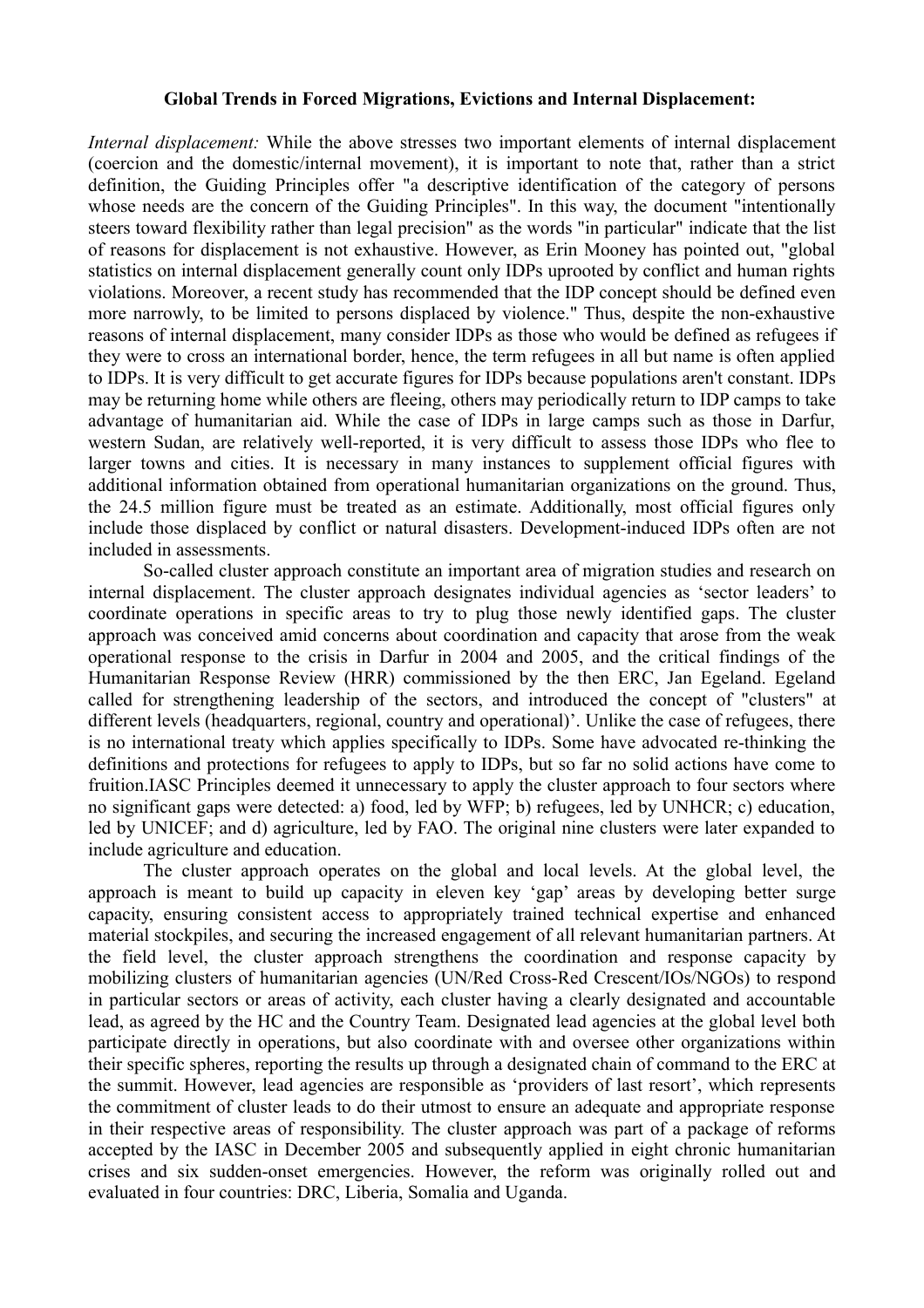**Global Trends in Forced Migrations, Evictions and Internal Displacement:**

*Internal displacement:* While the above stresses two important elements of internal displacement (coercion and the domestic/internal movement), it is important to note that, rather than a strict definition, the Guiding Principles offer "a descriptive identification of the category of persons whose needs are the concern of the Guiding Principles". In this way, the document "intentionally steers toward flexibility rather than legal precision" as the words "in particular" indicate that the list of reasons for displacement is not exhaustive. However, as Erin Mooney has pointed out, "global statistics on internal displacement generally count only IDPs uprooted by conflict and human rights violations. Moreover, a recent study has recommended that the IDP concept should be defined even more narrowly, to be limited to persons displaced by violence." Thus, despite the non-exhaustive reasons of internal displacement, many consider IDPs as those who would be defined as refugees if they were to cross an international border, hence, the term refugees in all but name is often applied to IDPs. It is very difficult to get accurate figures for IDPs because populations aren't constant. IDPs may be returning home while others are fleeing, others may periodically return to IDP camps to take advantage of humanitarian aid. While the case of IDPs in large camps such as those in Darfur, western Sudan, are relatively well-reported, it is very difficult to assess those IDPs who flee to larger towns and cities. It is necessary in many instances to supplement official figures with additional information obtained from operational humanitarian organizations on the ground. Thus, the 24.5 million figure must be treated as an estimate. Additionally, most official figures only include those displaced by conflict or natural disasters. Development-induced IDPs often are not included in assessments.

So-called cluster approach constitute an important area of migration studies and research on internal displacement. The cluster approach designates individual agencies as 'sector leaders' to coordinate operations in specific areas to try to plug those newly identified gaps. The cluster approach was conceived amid concerns about coordination and capacity that arose from the weak operational response to the crisis in Darfur in 2004 and 2005, and the critical findings of the Humanitarian Response Review (HRR) commissioned by the then ERC, Jan Egeland. Egeland called for strengthening leadership of the sectors, and introduced the concept of "clusters" at different levels (headquarters, regional, country and operational)'. Unlike the case of refugees, there is no international treaty which applies specifically to IDPs. Some have advocated re-thinking the definitions and protections for refugees to apply to IDPs, but so far no solid actions have come to fruition.IASC Principles deemed it unnecessary to apply the cluster approach to four sectors where no significant gaps were detected: a) food, led by WFP; b) refugees, led by UNHCR; c) education, led by UNICEF; and d) agriculture, led by FAO. The original nine clusters were later expanded to include agriculture and education.

The cluster approach operates on the global and local levels. At the global level, the approach is meant to build up capacity in eleven key 'gap' areas by developing better surge capacity, ensuring consistent access to appropriately trained technical expertise and enhanced material stockpiles, and securing the increased engagement of all relevant humanitarian partners. At the field level, the cluster approach strengthens the coordination and response capacity by mobilizing clusters of humanitarian agencies (UN/Red Cross-Red Crescent/IOs/NGOs) to respond in particular sectors or areas of activity, each cluster having a clearly designated and accountable lead, as agreed by the HC and the Country Team. Designated lead agencies at the global level both participate directly in operations, but also coordinate with and oversee other organizations within their specific spheres, reporting the results up through a designated chain of command to the ERC at the summit. However, lead agencies are responsible as 'providers of last resort', which represents the commitment of cluster leads to do their utmost to ensure an adequate and appropriate response in their respective areas of responsibility. The cluster approach was part of a package of reforms accepted by the IASC in December 2005 and subsequently applied in eight chronic humanitarian crises and six sudden-onset emergencies. However, the reform was originally rolled out and evaluated in four countries: DRC, Liberia, Somalia and Uganda.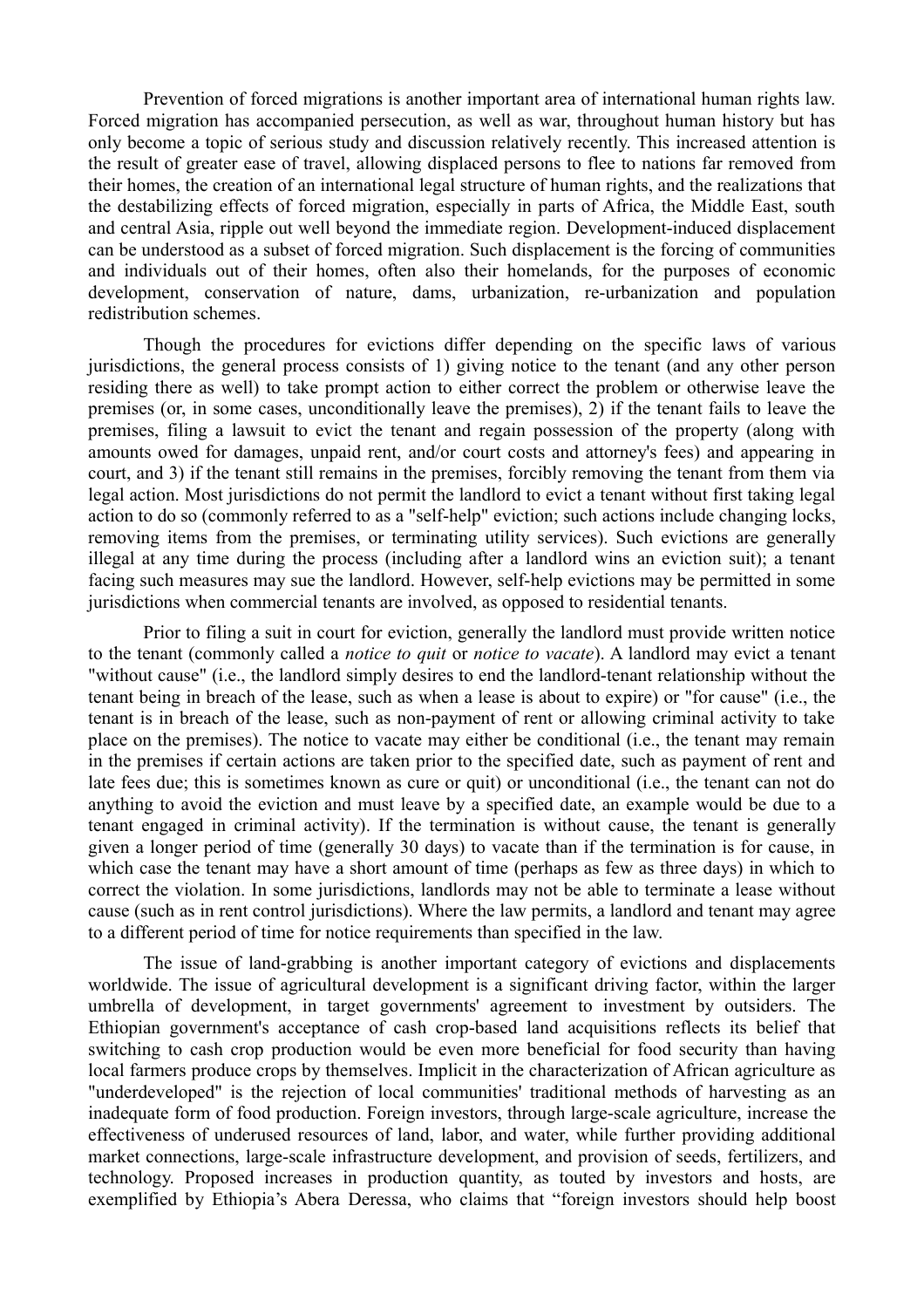Prevention of forced migrations is another important area of international human rights law. Forced migration has accompanied persecution, as well as war, throughout human history but has only become a topic of serious study and discussion relatively recently. This increased attention is the result of greater ease of travel, allowing displaced persons to flee to nations far removed from their homes, the creation of an international legal structure of human rights, and the realizations that the destabilizing effects of forced migration, especially in parts of Africa, the Middle East, south and central Asia, ripple out well beyond the immediate region. Development-induced displacement can be understood as a subset of forced migration. Such displacement is the forcing of communities and individuals out of their homes, often also their homelands, for the purposes of economic development, conservation of nature, dams, urbanization, re-urbanization and population redistribution schemes.

Though the procedures for evictions differ depending on the specific laws of various jurisdictions, the general process consists of 1) giving notice to the tenant (and any other person residing there as well) to take prompt action to either correct the problem or otherwise leave the premises (or, in some cases, unconditionally leave the premises), 2) if the tenant fails to leave the premises, filing a lawsuit to evict the tenant and regain possession of the property (along with amounts owed for damages, unpaid rent, and/or court costs and attorney's fees) and appearing in court, and 3) if the tenant still remains in the premises, forcibly removing the tenant from them via legal action. Most jurisdictions do not permit the landlord to evict a tenant without first taking legal action to do so (commonly referred to as a "self-help" eviction; such actions include changing locks, removing items from the premises, or terminating utility services). Such evictions are generally illegal at any time during the process (including after a landlord wins an eviction suit); a tenant facing such measures may sue the landlord. However, self-help evictions may be permitted in some jurisdictions when commercial tenants are involved, as opposed to residential tenants.

Prior to filing a suit in court for eviction, generally the landlord must provide written notice to the tenant (commonly called a *notice to quit* or *notice to vacate*). A landlord may evict a tenant "without cause" (i.e., the landlord simply desires to end the landlord-tenant relationship without the tenant being in breach of the lease, such as when a lease is about to expire) or "for cause" (i.e., the tenant is in breach of the lease, such as non-payment of rent or allowing criminal activity to take place on the premises). The notice to vacate may either be conditional (i.e., the tenant may remain in the premises if certain actions are taken prior to the specified date, such as payment of rent and late fees due; this is sometimes known as cure or quit) or unconditional (i.e., the tenant can not do anything to avoid the eviction and must leave by a specified date, an example would be due to a tenant engaged in criminal activity). If the termination is without cause, the tenant is generally given a longer period of time (generally 30 days) to vacate than if the termination is for cause, in which case the tenant may have a short amount of time (perhaps as few as three days) in which to correct the violation. In some jurisdictions, landlords may not be able to terminate a lease without cause (such as in rent control jurisdictions). Where the law permits, a landlord and tenant may agree to a different period of time for notice requirements than specified in the law.

The issue of land-grabbing is another important category of evictions and displacements worldwide. The issue of agricultural development is a significant driving factor, within the larger umbrella of development, in target governments' agreement to investment by outsiders. The Ethiopian government's acceptance of cash crop-based land acquisitions reflects its belief that switching to cash crop production would be even more beneficial for food security than having local farmers produce crops by themselves. Implicit in the characterization of African agriculture as "underdeveloped" is the rejection of local communities' traditional methods of harvesting as an inadequate form of food production. Foreign investors, through large-scale agriculture, increase the effectiveness of underused resources of land, labor, and water, while further providing additional market connections, large-scale infrastructure development, and provision of seeds, fertilizers, and technology. Proposed increases in production quantity, as touted by investors and hosts, are exemplified by Ethiopia's Abera Deressa, who claims that "foreign investors should help boost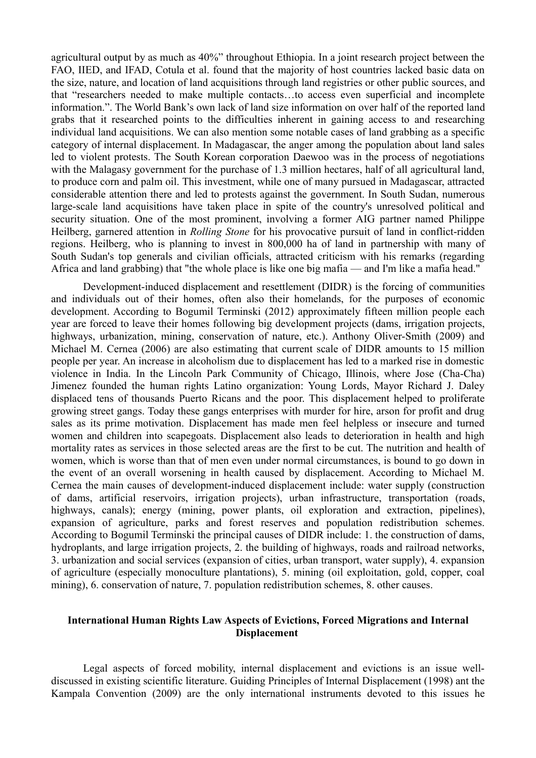agricultural output by as much as 40%" throughout Ethiopia. In a joint research project between the FAO, IIED, and IFAD, Cotula et al. found that the majority of host countries lacked basic data on the size, nature, and location of land acquisitions through land registries or other public sources, and that "researchers needed to make multiple contacts…to access even superficial and incomplete information.". The World Bank's own lack of land size information on over half of the reported land grabs that it researched points to the difficulties inherent in gaining access to and researching individual land acquisitions. We can also mention some notable cases of land grabbing as a specific category of internal displacement. In Madagascar, the anger among the population about land sales led to violent protests. The South Korean corporation Daewoo was in the process of negotiations with the Malagasy government for the purchase of 1.3 million hectares, half of all agricultural land, to produce corn and palm oil. This investment, while one of many pursued in Madagascar, attracted considerable attention there and led to protests against the government. In South Sudan, numerous large-scale land acquisitions have taken place in spite of the country's unresolved political and security situation. One of the most prominent, involving a former AIG partner named Philippe Heilberg, garnered attention in *Rolling Stone* for his provocative pursuit of land in conflict-ridden regions. Heilberg, who is planning to invest in 800,000 ha of land in partnership with many of South Sudan's top generals and civilian officials, attracted criticism with his remarks (regarding Africa and land grabbing) that "the whole place is like one big mafia — and I'm like a mafia head."

Development-induced displacement and resettlement (DIDR) is the forcing of communities and individuals out of their homes, often also their homelands, for the purposes of economic development. According to Bogumil Terminski (2012) approximately fifteen million people each year are forced to leave their homes following big development projects (dams, irrigation projects, highways, urbanization, mining, conservation of nature, etc.). Anthony Oliver-Smith (2009) and Michael M. Cernea (2006) are also estimating that current scale of DIDR amounts to 15 million people per year. An increase in alcoholism due to displacement has led to a marked rise in domestic violence in India. In the Lincoln Park Community of Chicago, Illinois, where Jose (Cha-Cha) Jimenez founded the human rights Latino organization: Young Lords, Mayor Richard J. Daley displaced tens of thousands Puerto Ricans and the poor. This displacement helped to proliferate growing street gangs. Today these gangs enterprises with murder for hire, arson for profit and drug sales as its prime motivation. Displacement has made men feel helpless or insecure and turned women and children into scapegoats. Displacement also leads to deterioration in health and high mortality rates as services in those selected areas are the first to be cut. The nutrition and health of women, which is worse than that of men even under normal circumstances, is bound to go down in the event of an overall worsening in health caused by displacement. According to Michael M. Cernea the main causes of development-induced displacement include: water supply (construction of dams, artificial reservoirs, irrigation projects), urban infrastructure, transportation (roads, highways, canals); energy (mining, power plants, oil exploration and extraction, pipelines), expansion of agriculture, parks and forest reserves and population redistribution schemes. According to Bogumil Terminski the principal causes of DIDR include: 1. the construction of dams, hydroplants, and large irrigation projects, 2. the building of highways, roads and railroad networks, 3. urbanization and social services (expansion of cities, urban transport, water supply), 4. expansion of agriculture (especially monoculture plantations), 5. mining (oil exploitation, gold, copper, coal mining), 6. conservation of nature, 7. population redistribution schemes, 8. other causes.

## International Human Rights Law Aspects of Evictions, Forced Migrations and Internal Displacement

Legal aspects of forced mobility, internal displacement and evictions is an issue well-discussed in existing scientific literature. Guiding Principles of Internal Displacement (1998) ant the Kampala Convention (2009) are the only international instruments devoted to this issues he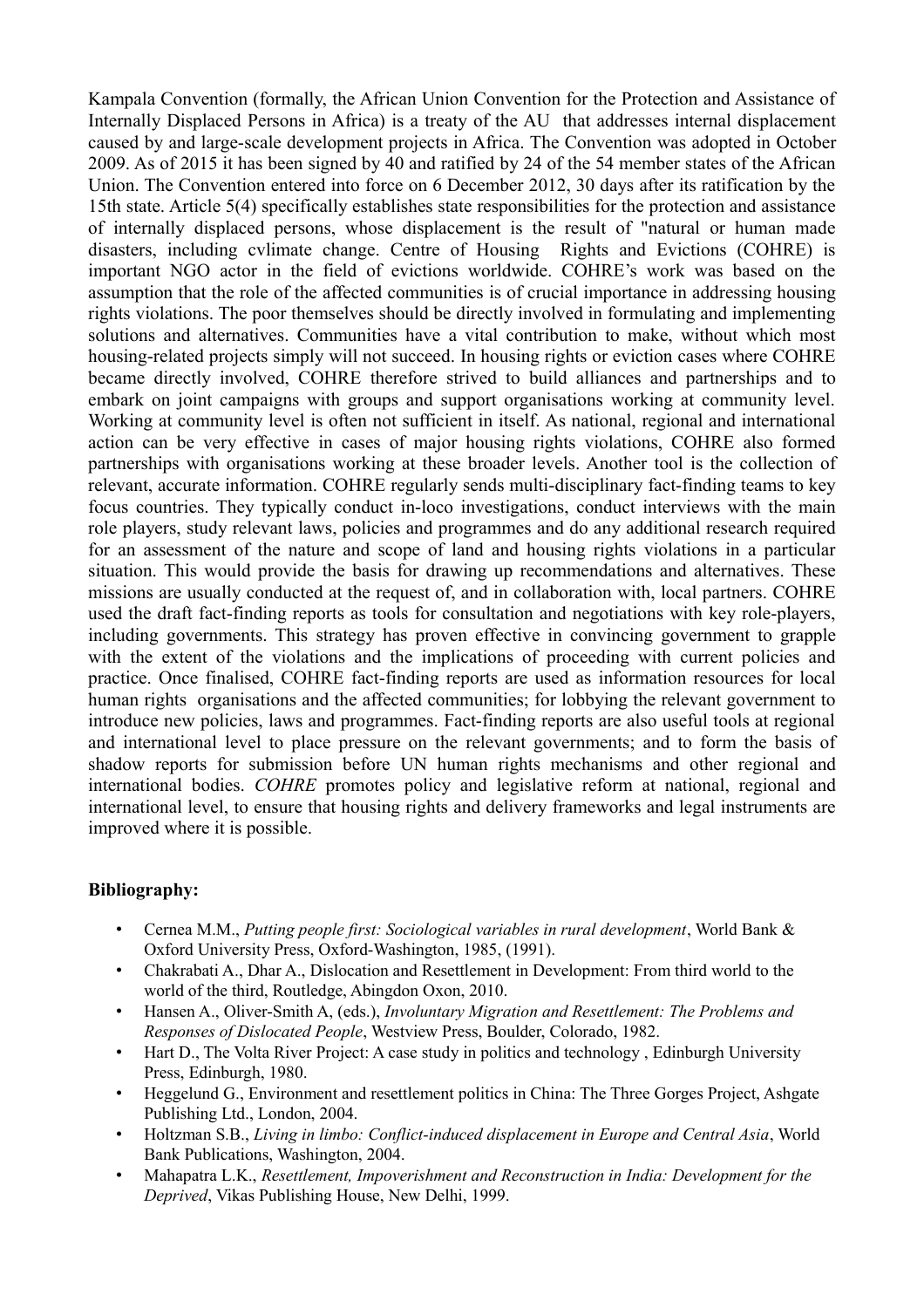Kampala Convention (formally, the African Union Convention for the Protection and Assistance of Internally Displaced Persons in Africa) is a treaty of the AU that addresses internal displacement caused by and large-scale development projects in Africa. The Convention was adopted in October 2009. As of 2015 it has been signed by 40 and ratified by 24 of the 54 member states of the African Union. The Convention entered into force on 6 December 2012, 30 days after its ratification by the 15th state. Article 5(4) specifically establishes state responsibilities for the protection and assistance of internally displaced persons, whose displacement is the result of "natural or human made disasters, including cvlimate change. Centre of Housing Rights and Evictions (COHRE) is important NGO actor in the field of evictions worldwide. COHRE's work was based on the assumption that the role of the affected communities is of crucial importance in addressing housing rights violations. The poor themselves should be directly involved in formulating and implementing solutions and alternatives. Communities have a vital contribution to make, without which most housing-related projects simply will not succeed. In housing rights or eviction cases where COHRE became directly involved, COHRE therefore strived to build alliances and partnerships and to embark on joint campaigns with groups and support organisations working at community level. Working at community level is often not sufficient in itself. As national, regional and international action can be very effective in cases of major housing rights violations, COHRE also formed partnerships with organisations working at these broader levels. Another tool is the collection of relevant, accurate information. COHRE regularly sends multi-disciplinary fact-finding teams to key focus countries. They typically conduct in-loco investigations, conduct interviews with the main role players, study relevant laws, policies and programmes and do any additional research required for an assessment of the nature and scope of land and housing rights violations in a particular situation. This would provide the basis for drawing up recommendations and alternatives. These missions are usually conducted at the request of, and in collaboration with, local partners. COHRE used the draft fact-finding reports as tools for consultation and negotiations with key role-players, including governments. This strategy has proven effective in convincing government to grapple with the extent of the violations and the implications of proceeding with current policies and practice. Once finalised, COHRE fact-finding reports are used as information resources for local human rights organisations and the affected communities; for lobbying the relevant government to introduce new policies, laws and programmes. Fact-finding reports are also useful tools at regional and international level to place pressure on the relevant governments; and to form the basis of shadow reports for submission before UN human rights mechanisms and other regional and international bodies. *COHRE* promotes policy and legislative reform at national, regional and international level, to ensure that housing rights and delivery frameworks and legal instruments are improved where it is possible.

**Bibliography:**

- Cernea M.M., *Putting people first: Sociological variables in rural development*, World Bank & Oxford University Press, Oxford-Washington, 1985, (1991).
- Chakrabati A., Dhar A., Dislocation and Resettlement in Development: From third world to the world of the third, Routledge, Abingdon Oxon, 2010.
- Hansen A., Oliver-Smith A, (eds.), *Involuntary Migration and Resettlement: The Problems and Responses of Dislocated People*, Westview Press, Boulder, Colorado, 1982.
- Hart D., The Volta River Project: A case study in politics and technology , Edinburgh University Press, Edinburgh, 1980.
- Heggelund G., Environment and resettlement politics in China: The Three Gorges Project, Ashgate Publishing Ltd., London, 2004.
- Holtzman S.B., *Living in limbo: Conflict-induced displacement in Europe and Central Asia*, World Bank Publications, Washington, 2004.
- Mahapatra L.K., *Resettlement, Impoverishment and Reconstruction in India: Development for the Deprived*, Vikas Publishing House, New Delhi, 1999.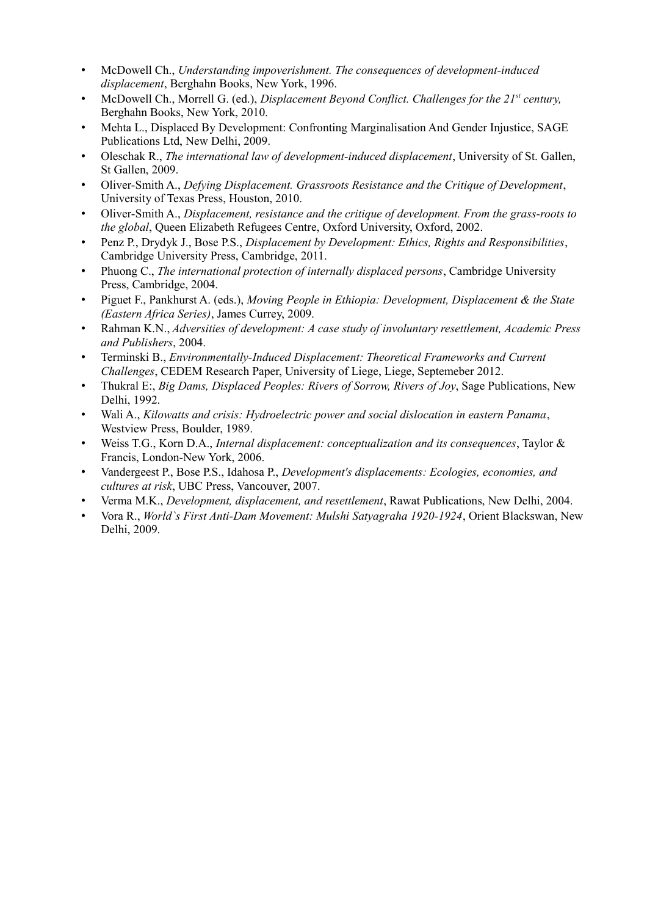- McDowell Ch., *Understanding impoverishment. The consequences of development-induced displacement*, Berghahn Books, New York, 1996.
- McDowell Ch., Morrell G. (ed.), *Displacement Beyond Conflict. Challenges for the 21st century,* Berghahn Books, New York, 2010.
- Mehta L., Displaced By Development: Confronting Marginalisation And Gender Injustice, SAGE Publications Ltd, New Delhi, 2009.
- Oleschak R., *The international law of development-induced displacement*, University of St. Gallen, St Gallen, 2009.
- Oliver-Smith A., *Defying Displacement. Grassroots Resistance and the Critique of Development*, University of Texas Press, Houston, 2010.
- Oliver-Smith A., *Displacement, resistance and the critique of development. From the grass-roots to the global*, Queen Elizabeth Refugees Centre, Oxford University, Oxford, 2002.
- Penz P., Drydyk J., Bose P.S., *Displacement by Development: Ethics, Rights and Responsibilities*, Cambridge University Press, Cambridge, 2011.
- Phuong C., *The international protection of internally displaced persons*, Cambridge University Press, Cambridge, 2004.
- Piguet F., Pankhurst A. (eds.), *Moving People in Ethiopia: Development, Displacement & the State (Eastern Africa Series)*, James Currey, 2009.
- Rahman K.N., *Adversities of development: A case study of involuntary resettlement, Academic Press and Publishers*, 2004.
- Terminski B., *Environmentally-Induced Displacement: Theoretical Frameworks and Current Challenges*, CEDEM Research Paper, University of Liege, Liege, Septemeber 2012.
- Thukral E:, *Big Dams, Displaced Peoples: Rivers of Sorrow, Rivers of Joy*, Sage Publications, New Delhi, 1992.
- Wali A., *Kilowatts and crisis: Hydroelectric power and social dislocation in eastern Panama*, Westview Press, Boulder, 1989.
- Weiss T.G., Korn D.A., *Internal displacement: conceptualization and its consequences*, Taylor & Francis, London-New York, 2006.
- Vandergeest P., Bose P.S., Idahosa P., *Development's displacements: Ecologies, economies, and cultures at risk*, UBC Press, Vancouver, 2007.
- Verma M.K., *Development, displacement, and resettlement*, Rawat Publications, New Delhi, 2004.
- Vora R., *World`s First Anti-Dam Movement: Mulshi Satyagraha 1920-1924*, Orient Blackswan, New Delhi, 2009.